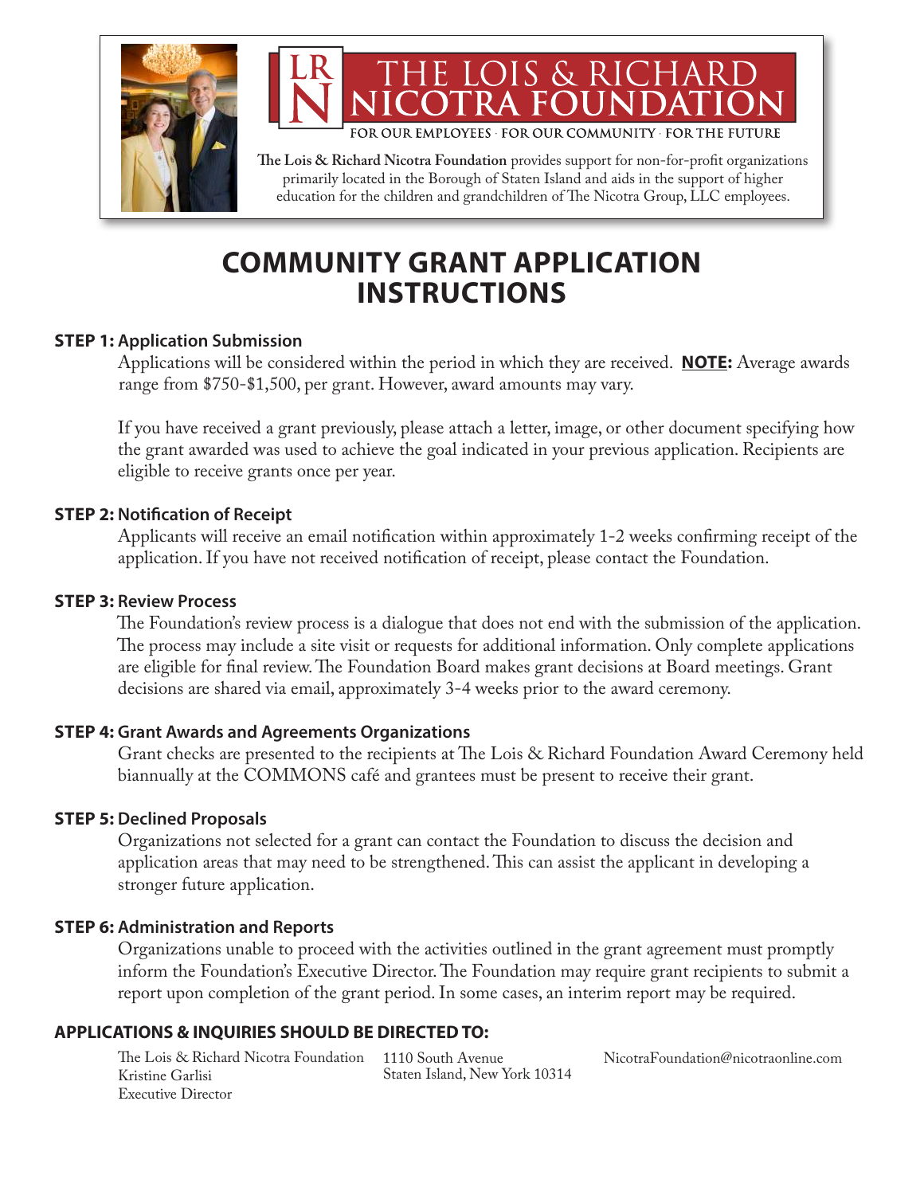# THE LOIS & RICHARD NICOTRA FOUNDATION

FOR OUR EMPLOYEES · FOR OUR COMMUNITY · FOR THE FUTURE

**The Lois & Richard Nicotra Foundation** provides support for non-for-profit organizations primarily located in the Borough of Staten Island and aids in the support of higher education for the children and grandchildren of The Nicotra Group, LLC employees.

# COMMUNITY GRANT APPLICATION INSTRUCTIONS

### STEP 1: Application Submission

Applications will be considered within the period in which they are received. **NOTE:** Average awards range from $750-$1,500, per grant. However, award amounts may vary.

If you have received a grant previously, please attach a letter, image, or other document specifying how the grant awarded was used to achieve the goal indicated in your previous application. Recipients are eligible to receive grants once per year.

### STEP 2: Notification of Receipt

Applicants will receive an email notification within approximately 1-2 weeks confirming receipt of the application. If you have not received notification of receipt, please contact the Foundation.

### STEP 3: Review Process

The Foundation's review process is a dialogue that does not end with the submission of the application. The process may include a site visit or requests for additional information. Only complete applications are eligible for final review. The Foundation Board makes grant decisions at Board meetings. Grant decisions are shared via email, approximately 3-4 weeks prior to the award ceremony.

### STEP 4: Grant Awards and Agreements Organizations

Grant checks are presented to the recipients at The Lois & Richard Foundation Award Ceremony held biannually at the COMMONS café and grantees must be present to receive their grant.

### STEP 5: Declined Proposals

Organizations not selected for a grant can contact the Foundation to discuss the decision and application areas that may need to be strengthened. This can assist the applicant in developing a stronger future application.

### STEP 6: Administration and Reports

Organizations unable to proceed with the activities outlined in the grant agreement must promptly inform the Foundation's Executive Director. The Foundation may require grant recipients to submit a report upon completion of the grant period. In some cases, an interim report may be required.

### APPLICATIONS & INQUIRIES SHOULD BE DIRECTED TO:

The Lois & Richard Nicotra Foundation
Kristine Garlisi
Executive Director

1110 South Avenue
Staten Island, New York 10314

NicotraFoundation@nicotraonline.com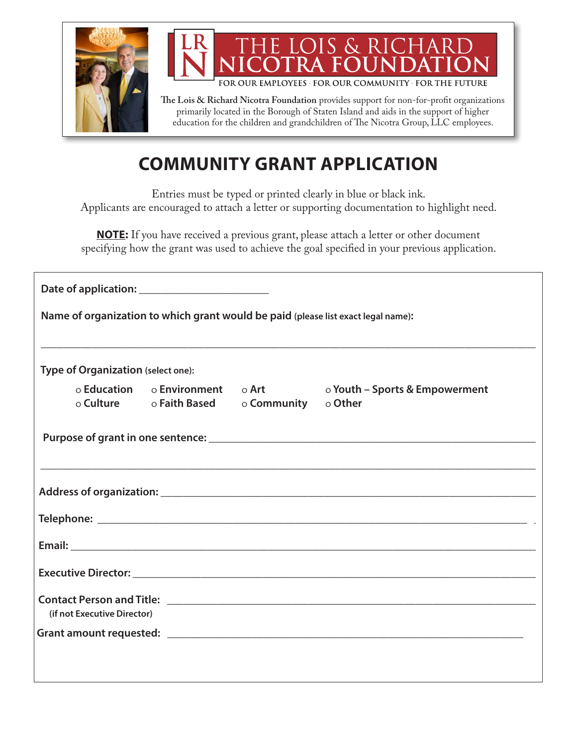# THE LOIS & RICHARD NICOTRA FOUNDATION

FOR OUR EMPLOYEES · FOR OUR COMMUNITY · FOR THE FUTURE

**The Lois & Richard Nicotra Foundation** provides support for non-for-profit organizations primarily located in the Borough of Staten Island and aids in the support of higher education for the children and grandchildren of The Nicotra Group, LLC employees.

## COMMUNITY GRANT APPLICATION

Entries must be typed or printed clearly in blue or black ink.
Applicants are encouraged to attach a letter or supporting documentation to highlight need.

**NOTE:** If you have received a previous grant, please attach a letter or other document specifying how the grant was used to achieve the goal specified in your previous application.

**Date of application:** _______________________

**Name of organization to which grant would be paid** (please list exact legal name):

_____________________________________________________________________________

**Type of Organization** (select one):

- o Education
- o Environment
- o Art
- o Youth – Sports & Empowerment
- o Culture
- o Faith Based
- o Community
- o Other

**Purpose of grant in one sentence:** _____________________________________________________

_____________________________________________________________________________

**Address of organization:** _______________________________________________________

**Telephone:** ______________________________________________________________

**Email:** _________________________________________________________________

**Executive Director:** _________________________________________________________

**Contact Person and Title:** _____________________________________________________
(if not Executive Director)

**Grant amount requested:** _____________________________________________________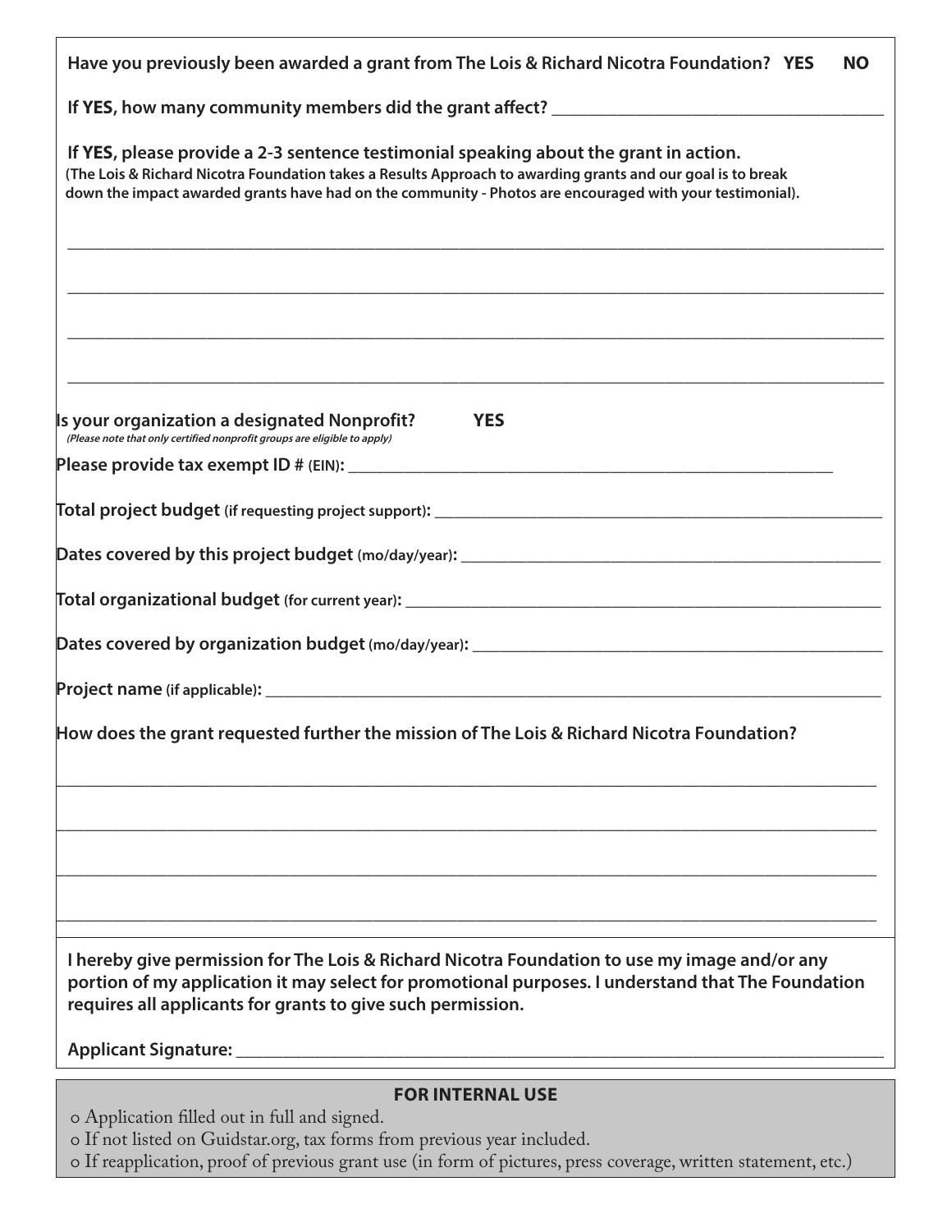**Have you previously been awarded a grant from The Lois & Richard Nicotra Foundation? YES NO**

**If YES, how many community members did the grant affect?** ______________________________

**If YES, please provide a 2-3 sentence testimonial speaking about the grant in action.**
**(The Lois & Richard Nicotra Foundation takes a Results Approach to awarding grants and our goal is to break down the impact awarded grants have had on the community - Photos are encouraged with your testimonial).**

______________________________________________________________________________

______________________________________________________________________________

______________________________________________________________________________

______________________________________________________________________________

**Is your organization a designated Nonprofit? YES**
***(Please note that only certified nonprofit groups are eligible to apply)***

**Please provide tax exempt ID # (EIN):** ______________________________

**Total project budget (if requesting project support):** ______________________________

**Dates covered by this project budget (mo/day/year):** ______________________________

**Total organizational budget (for current year):** ______________________________

**Dates covered by organization budget (mo/day/year):** ______________________________

**Project name (if applicable):** ______________________________

**How does the grant requested further the mission of The Lois & Richard Nicotra Foundation?**

______________________________________________________________________________

______________________________________________________________________________

______________________________________________________________________________

______________________________________________________________________________

**I hereby give permission for The Lois & Richard Nicotra Foundation to use my image and/or any portion of my application it may select for promotional purposes. I understand that The Foundation requires all applicants for grants to give such permission.**

**Applicant Signature:** ______________________________

**FOR INTERNAL USE**

o Application filled out in full and signed.
o If not listed on Guidstar.org, tax forms from previous year included.
o If reapplication, proof of previous grant use (in form of pictures, press coverage, written statement, etc.)